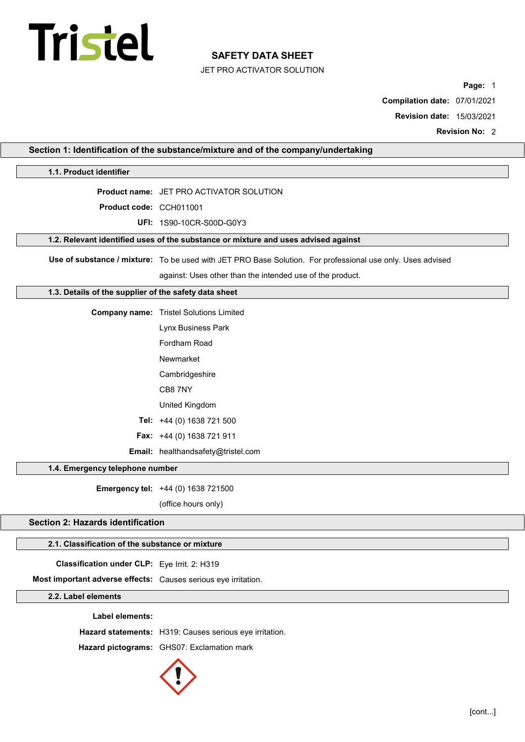# SAFETY DATA SHEET

JET PRO ACTIVATOR SOLUTION

**Compilation date:** 07/01/2021

**Revision date:** 15/03/2021

**Revision No:** 2

## Section 1: Identification of the substance/mixture and of the company/undertaking

### 1.1. Product identifier

**Product name:** JET PRO ACTIVATOR SOLUTION

**Product code:** CCH011001

**UFI:** 1S90-10CR-S00D-G0Y3

### 1.2. Relevant identified uses of the substance or mixture and uses advised against

**Use of substance / mixture:** To be used with JET PRO Base Solution. For professional use only. Uses advised against: Uses other than the intended use of the product.

### 1.3. Details of the supplier of the safety data sheet

**Company name:** Tristel Solutions Limited

Lynx Business Park

Fordham Road

Newmarket

Cambridgeshire

CB8 7NY

United Kingdom

**Tel:** +44 (0) 1638 721 500

**Fax:** +44 (0) 1638 721 911

**Email:** healthandsafety@tristel.com

### 1.4. Emergency telephone number

**Emergency tel:** +44 (0) 1638 721500

(office hours only)

## Section 2: Hazards identification

### 2.1. Classification of the substance or mixture

**Classification under CLP:** Eye Irrit. 2: H319

**Most important adverse effects:** Causes serious eye irritation.

### 2.2. Label elements

**Label elements:**

**Hazard statements:** H319: Causes serious eye irritation.

**Hazard pictograms:** GHS07: Exclamation mark

[cont...]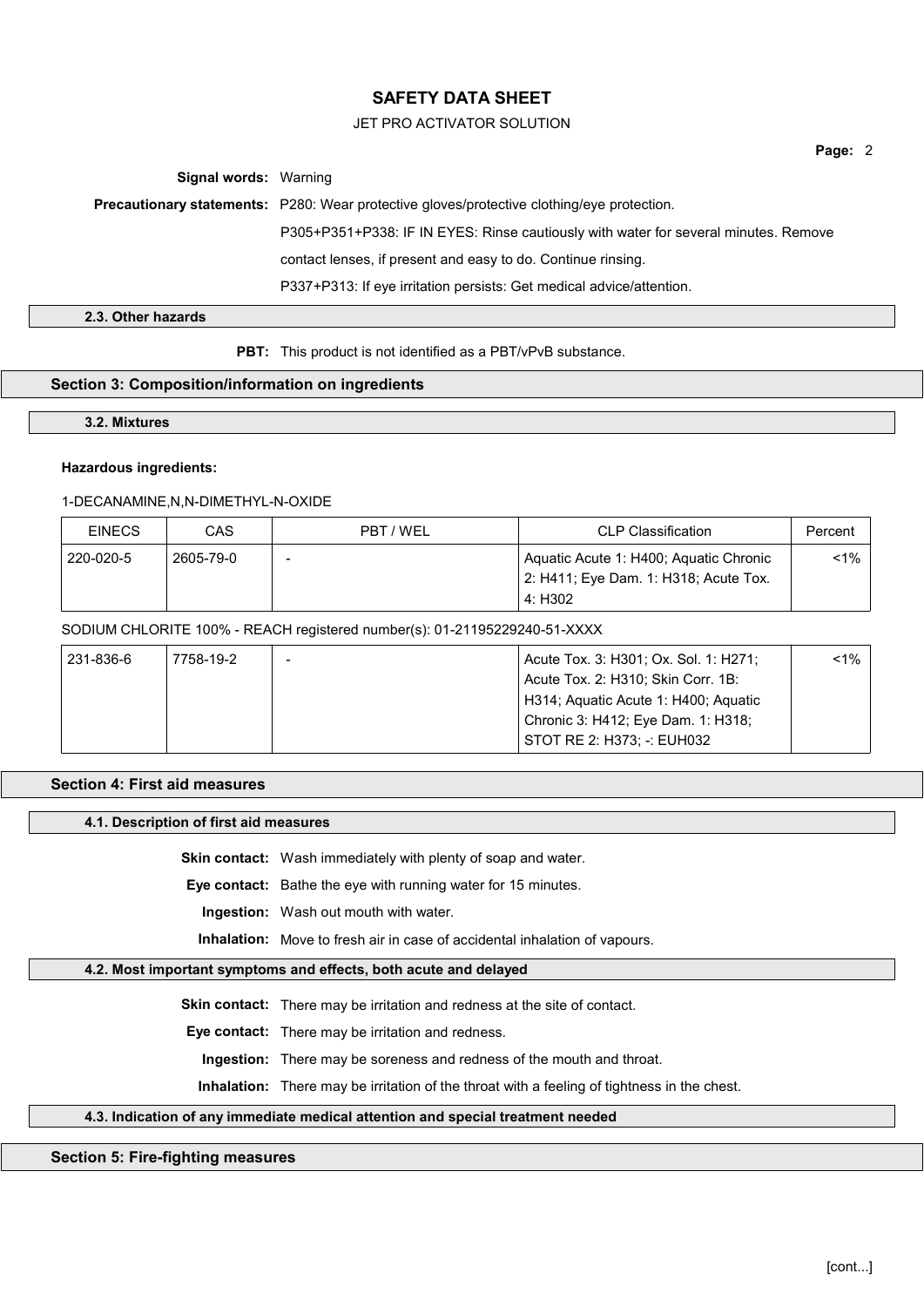**Signal words:** Warning

**Precautionary statements:** P280: Wear protective gloves/protective clothing/eye protection.

P305+P351+P338: IF IN EYES: Rinse cautiously with water for several minutes. Remove contact lenses, if present and easy to do. Continue rinsing.

P337+P313: If eye irritation persists: Get medical advice/attention.

### 2.3. Other hazards

**PBT:** This product is not identified as a PBT/vPvB substance.

## Section 3: Composition/information on ingredients

### 3.2. Mixtures

**Hazardous ingredients:**

1-DECANAMINE,N,N-DIMETHYL-N-OXIDE

| EINECS | CAS | PBT / WEL | CLP Classification | Percent |
|---|---|---|---|---|
| 220-020-5 | 2605-79-0 | - | Aquatic Acute 1: H400; Aquatic Chronic 2: H411; Eye Dam. 1: H318; Acute Tox. 4: H302 | <1% |

SODIUM CHLORITE 100% - REACH registered number(s): 01-21195229240-51-XXXX

| EINECS | CAS | PBT / WEL | CLP Classification | Percent |
|---|---|---|---|---|
| 231-836-6 | 7758-19-2 | - | Acute Tox. 3: H301; Ox. Sol. 1: H271; Acute Tox. 2: H310; Skin Corr. 1B: H314; Aquatic Acute 1: H400; Aquatic Chronic 3: H412; Eye Dam. 1: H318; STOT RE 2: H373; -: EUH032 | <1% |

## Section 4: First aid measures

### 4.1. Description of first aid measures

**Skin contact:** Wash immediately with plenty of soap and water.

**Eye contact:** Bathe the eye with running water for 15 minutes.

**Ingestion:** Wash out mouth with water.

**Inhalation:** Move to fresh air in case of accidental inhalation of vapours.

### 4.2. Most important symptoms and effects, both acute and delayed

**Skin contact:** There may be irritation and redness at the site of contact.

**Eye contact:** There may be irritation and redness.

**Ingestion:** There may be soreness and redness of the mouth and throat.

**Inhalation:** There may be irritation of the throat with a feeling of tightness in the chest.

### 4.3. Indication of any immediate medical attention and special treatment needed

## Section 5: Fire-fighting measures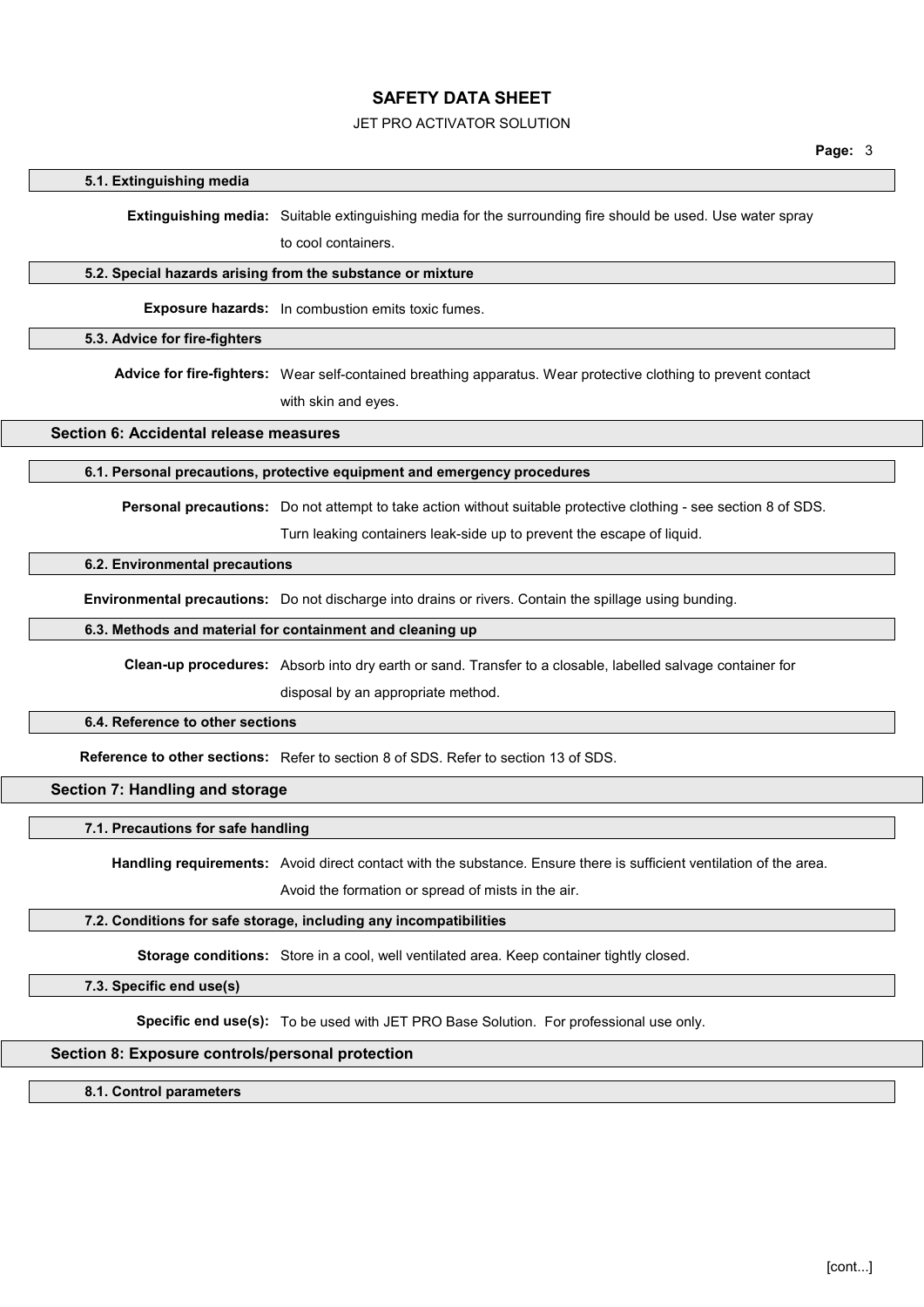### 5.1. Extinguishing media

**Extinguishing media:** Suitable extinguishing media for the surrounding fire should be used. Use water spray to cool containers.

### 5.2. Special hazards arising from the substance or mixture

**Exposure hazards:** In combustion emits toxic fumes.

### 5.3. Advice for fire-fighters

**Advice for fire-fighters:** Wear self-contained breathing apparatus. Wear protective clothing to prevent contact with skin and eyes.

## Section 6: Accidental release measures

### 6.1. Personal precautions, protective equipment and emergency procedures

**Personal precautions:** Do not attempt to take action without suitable protective clothing - see section 8 of SDS. Turn leaking containers leak-side up to prevent the escape of liquid.

### 6.2. Environmental precautions

**Environmental precautions:** Do not discharge into drains or rivers. Contain the spillage using bunding.

### 6.3. Methods and material for containment and cleaning up

**Clean-up procedures:** Absorb into dry earth or sand. Transfer to a closable, labelled salvage container for disposal by an appropriate method.

### 6.4. Reference to other sections

**Reference to other sections:** Refer to section 8 of SDS. Refer to section 13 of SDS.

## Section 7: Handling and storage

### 7.1. Precautions for safe handling

**Handling requirements:** Avoid direct contact with the substance. Ensure there is sufficient ventilation of the area. Avoid the formation or spread of mists in the air.

### 7.2. Conditions for safe storage, including any incompatibilities

**Storage conditions:** Store in a cool, well ventilated area. Keep container tightly closed.

### 7.3. Specific end use(s)

**Specific end use(s):** To be used with JET PRO Base Solution. For professional use only.

## Section 8: Exposure controls/personal protection

### 8.1. Control parameters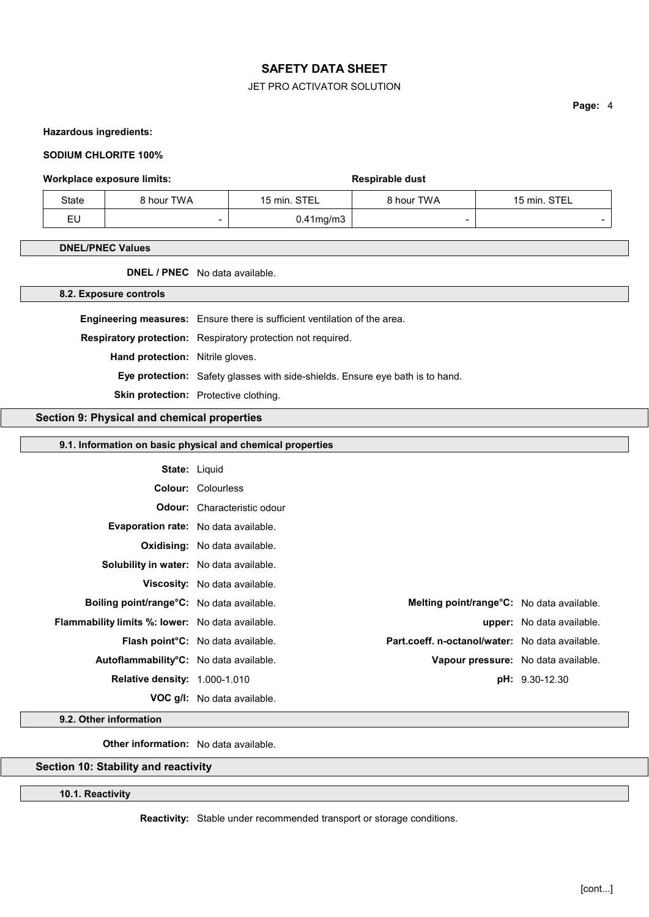**Hazardous ingredients:**

**SODIUM CHLORITE 100%**

**Workplace exposure limits:** **Respirable dust**

| State | 8 hour TWA | 15 min. STEL | 8 hour TWA | 15 min. STEL |
|---|---|---|---|---|
| EU | - | 0.41mg/m3 | - | - |

### DNEL/PNEC Values

**DNEL / PNEC** No data available.

### 8.2. Exposure controls

**Engineering measures:** Ensure there is sufficient ventilation of the area.

**Respiratory protection:** Respiratory protection not required.

**Hand protection:** Nitrile gloves.

**Eye protection:** Safety glasses with side-shields. Ensure eye bath is to hand.

**Skin protection:** Protective clothing.

## Section 9: Physical and chemical properties

### 9.1. Information on basic physical and chemical properties

**State:** Liquid

**Colour:** Colourless

**Odour:** Characteristic odour

**Evaporation rate:** No data available.

**Oxidising:** No data available.

**Solubility in water:** No data available.

**Viscosity:** No data available.

**Boiling point/range°C:** No data available.

**Melting point/range°C:** No data available.

**Flammability limits %: lower:** No data available.

**upper:** No data available.

**Flash point°C:** No data available.

**Part.coeff. n-octanol/water:** No data available.

**Autoflammability°C:** No data available.

**Vapour pressure:** No data available.

**Relative density:** 1.000-1.010

**pH:** 9.30-12.30

**VOC g/l:** No data available.

### 9.2. Other information

**Other information:** No data available.

## Section 10: Stability and reactivity

### 10.1. Reactivity

**Reactivity:** Stable under recommended transport or storage conditions.

[cont...]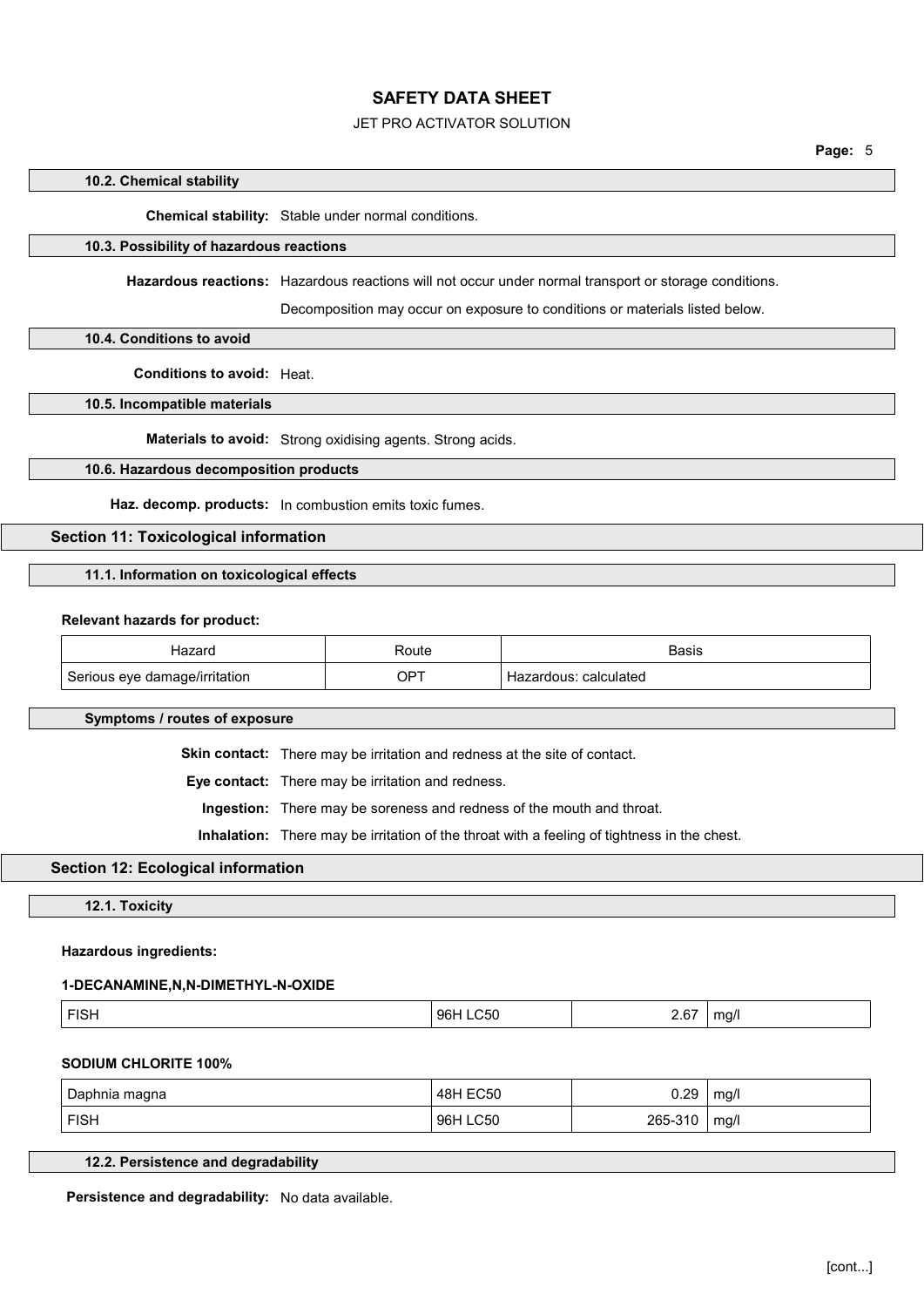#### 10.2. Chemical stability

**Chemical stability:** Stable under normal conditions.

#### 10.3. Possibility of hazardous reactions

**Hazardous reactions:** Hazardous reactions will not occur under normal transport or storage conditions.

Decomposition may occur on exposure to conditions or materials listed below.

#### 10.4. Conditions to avoid

**Conditions to avoid:** Heat.

#### 10.5. Incompatible materials

**Materials to avoid:** Strong oxidising agents. Strong acids.

#### 10.6. Hazardous decomposition products

**Haz. decomp. products:** In combustion emits toxic fumes.

## Section 11: Toxicological information

#### 11.1. Information on toxicological effects

**Relevant hazards for product:**

| Hazard | Route | Basis |
|---|---|---|
| Serious eye damage/irritation | OPT | Hazardous: calculated |

#### Symptoms / routes of exposure

**Skin contact:** There may be irritation and redness at the site of contact.

**Eye contact:** There may be irritation and redness.

**Ingestion:** There may be soreness and redness of the mouth and throat.

**Inhalation:** There may be irritation of the throat with a feeling of tightness in the chest.

## Section 12: Ecological information

#### 12.1. Toxicity

**Hazardous ingredients:**

**1-DECANAMINE,N,N-DIMETHYL-N-OXIDE**

| | | | |
|---|---|---|---|
| FISH | 96H LC50 | 2.67 | mg/l |

**SODIUM CHLORITE 100%**

| | | | |
|---|---|---|---|
| Daphnia magna | 48H EC50 | 0.29 | mg/l |
| FISH | 96H LC50 | 265-310 | mg/l |

#### 12.2. Persistence and degradability

**Persistence and degradability:** No data available.

[cont...]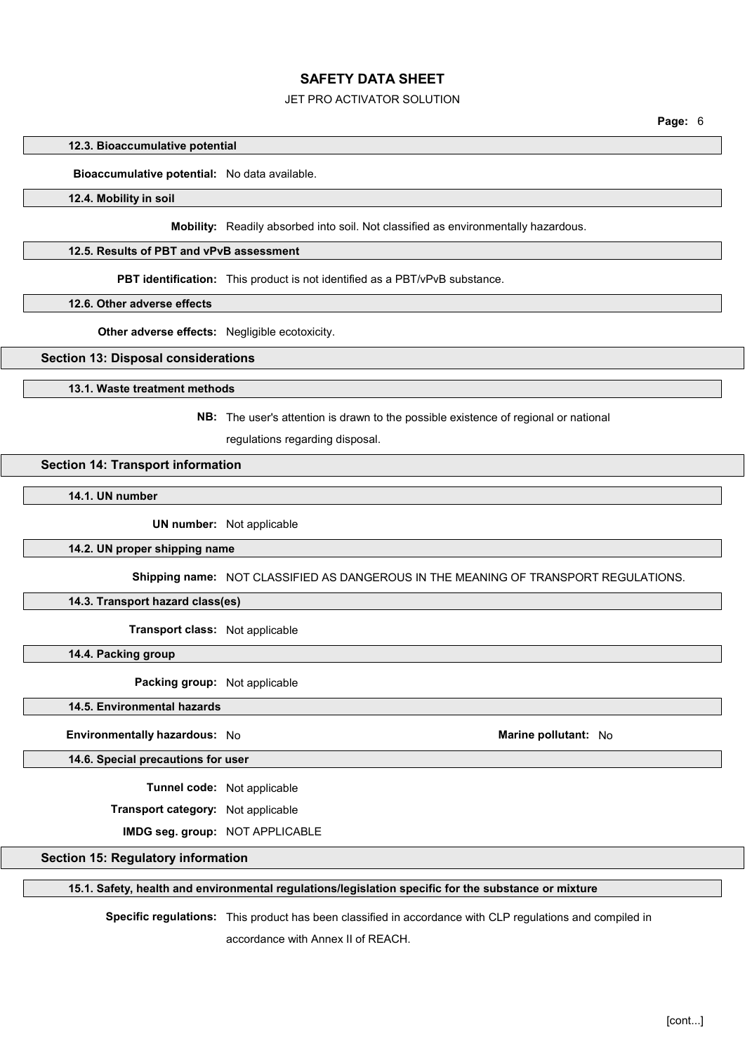### 12.3. Bioaccumulative potential

**Bioaccumulative potential:** No data available.

### 12.4. Mobility in soil

**Mobility:** Readily absorbed into soil. Not classified as environmentally hazardous.

### 12.5. Results of PBT and vPvB assessment

**PBT identification:** This product is not identified as a PBT/vPvB substance.

### 12.6. Other adverse effects

**Other adverse effects:** Negligible ecotoxicity.

## Section 13: Disposal considerations

### 13.1. Waste treatment methods

**NB:** The user's attention is drawn to the possible existence of regional or national regulations regarding disposal.

## Section 14: Transport information

### 14.1. UN number

**UN number:** Not applicable

### 14.2. UN proper shipping name

**Shipping name:** NOT CLASSIFIED AS DANGEROUS IN THE MEANING OF TRANSPORT REGULATIONS.

### 14.3. Transport hazard class(es)

**Transport class:** Not applicable

### 14.4. Packing group

**Packing group:** Not applicable

### 14.5. Environmental hazards

**Environmentally hazardous:** No

**Marine pollutant:** No

### 14.6. Special precautions for user

**Tunnel code:** Not applicable

**Transport category:** Not applicable

**IMDG seg. group:** NOT APPLICABLE

## Section 15: Regulatory information

### 15.1. Safety, health and environmental regulations/legislation specific for the substance or mixture

**Specific regulations:** This product has been classified in accordance with CLP regulations and compiled in accordance with Annex II of REACH.

[cont...]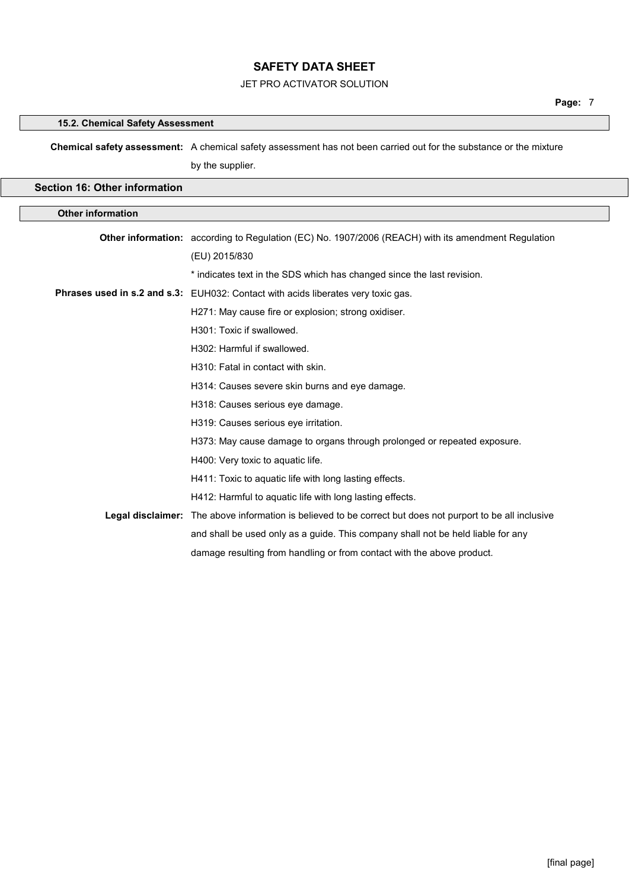### 15.2. Chemical Safety Assessment

**Chemical safety assessment:** A chemical safety assessment has not been carried out for the substance or the mixture by the supplier.

## Section 16: Other information

### Other information

**Other information:** according to Regulation (EC) No. 1907/2006 (REACH) with its amendment Regulation (EU) 2015/830

* indicates text in the SDS which has changed since the last revision.

**Phrases used in s.2 and s.3:** EUH032: Contact with acids liberates very toxic gas.

H271: May cause fire or explosion; strong oxidiser.

H301: Toxic if swallowed.

H302: Harmful if swallowed.

H310: Fatal in contact with skin.

H314: Causes severe skin burns and eye damage.

H318: Causes serious eye damage.

H319: Causes serious eye irritation.

H373: May cause damage to organs through prolonged or repeated exposure.

H400: Very toxic to aquatic life.

H411: Toxic to aquatic life with long lasting effects.

H412: Harmful to aquatic life with long lasting effects.

**Legal disclaimer:** The above information is believed to be correct but does not purport to be all inclusive and shall be used only as a guide. This company shall not be held liable for any damage resulting from handling or from contact with the above product.

[final page]